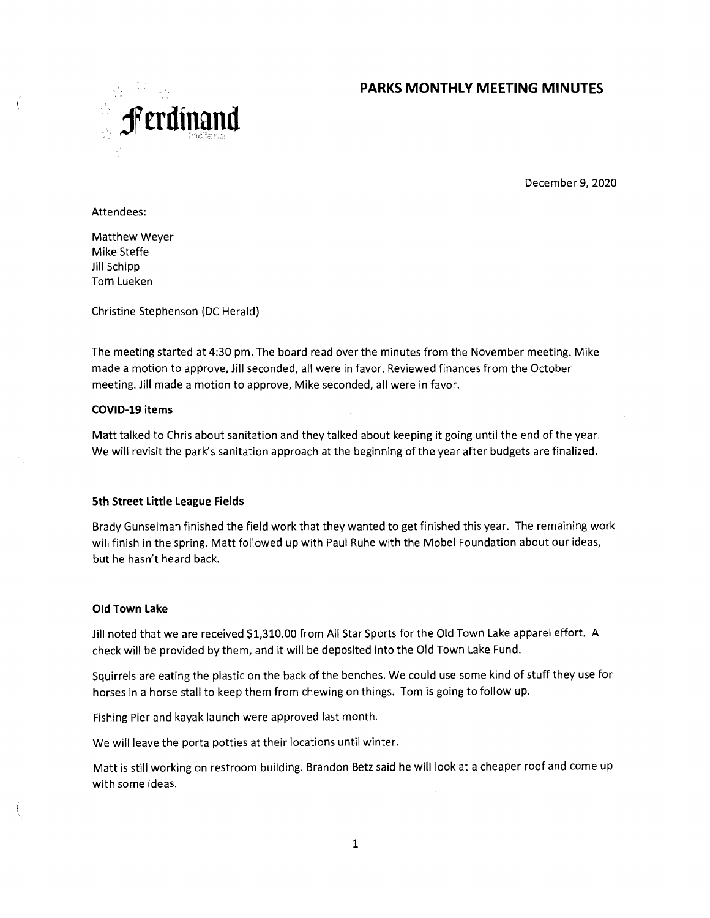Ferdinand

# PARKS MONTHLY MEETING MINUTES

December 9, 2020

Attendees:

Matthew Weyer
Mike Steffe
Jill Schipp
Tom Lueken

Christine Stephenson (DC Herald)

The meeting started at 4:30 pm. The board read over the minutes from the November meeting. Mike made a motion to approve, Jill seconded, all were in favor. Reviewed finances from the October meeting. Jill made a motion to approve, Mike seconded, all were in favor.

### COVID-19 items

Matt talked to Chris about sanitation and they talked about keeping it going until the end of the year. We will revisit the park's sanitation approach at the beginning of the year after budgets are finalized.

### 5th Street Little League Fields

Brady Gunselman finished the field work that they wanted to get finished this year. The remaining work will finish in the spring. Matt followed up with Paul Ruhe with the Mobel Foundation about our ideas, but he hasn't heard back.

### Old Town Lake

Jill noted that we are received $1,310.00 from All Star Sports for the Old Town Lake apparel effort. A check will be provided by them, and it will be deposited into the Old Town Lake Fund.

Squirrels are eating the plastic on the back of the benches. We could use some kind of stuff they use for horses in a horse stall to keep them from chewing on things. Tom is going to follow up.

Fishing Pier and kayak launch were approved last month.

We will leave the porta potties at their locations until winter.

Matt is still working on restroom building. Brandon Betz said he will look at a cheaper roof and come up with some ideas.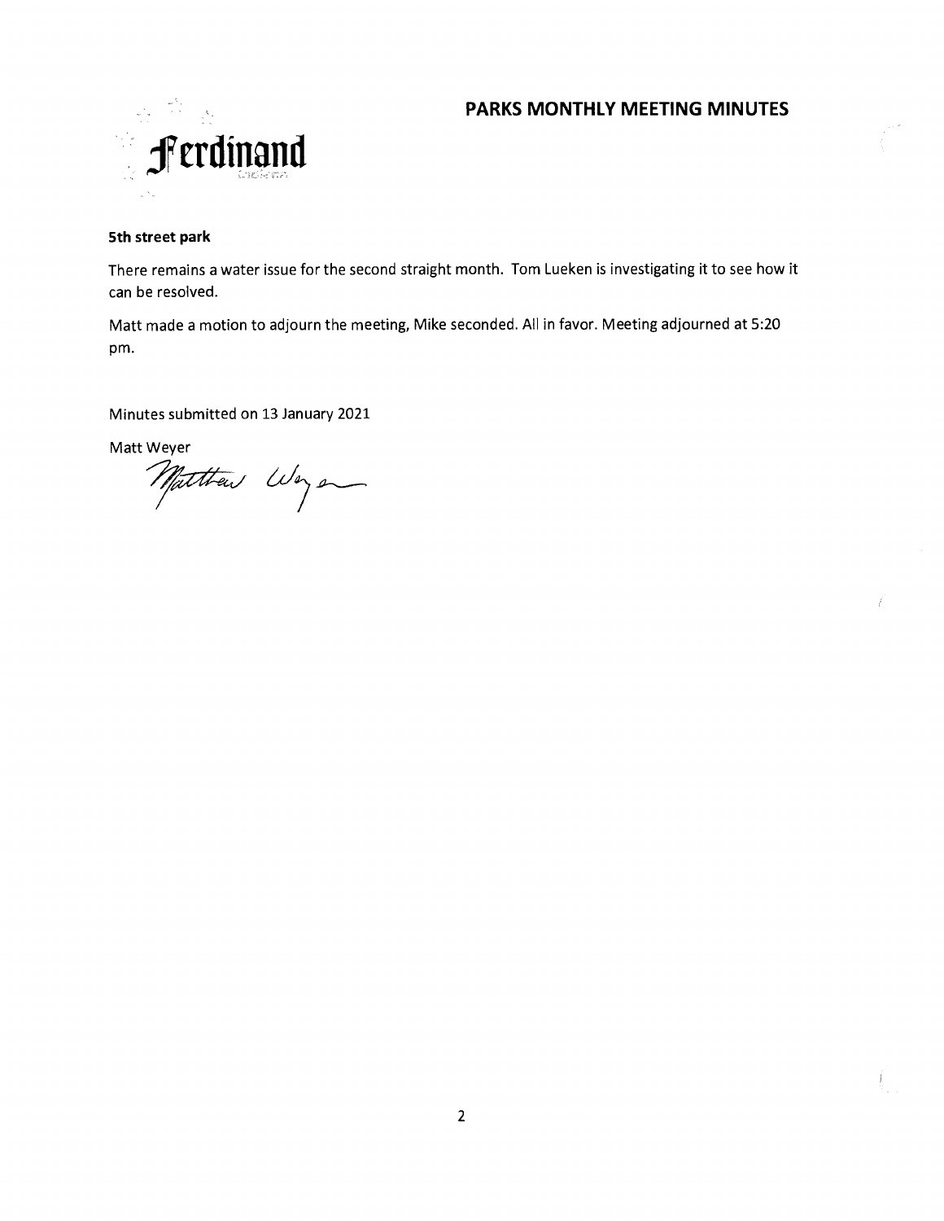## PARKS MONTHLY MEETING MINUTES

**Ferdinand**

**5th street park**

There remains a water issue for the second straight month. Tom Lueken is investigating it to see how it can be resolved.

Matt made a motion to adjourn the meeting, Mike seconded. All in favor. Meeting adjourned at 5:20 pm.

Minutes submitted on 13 January 2021

Matt Weyer